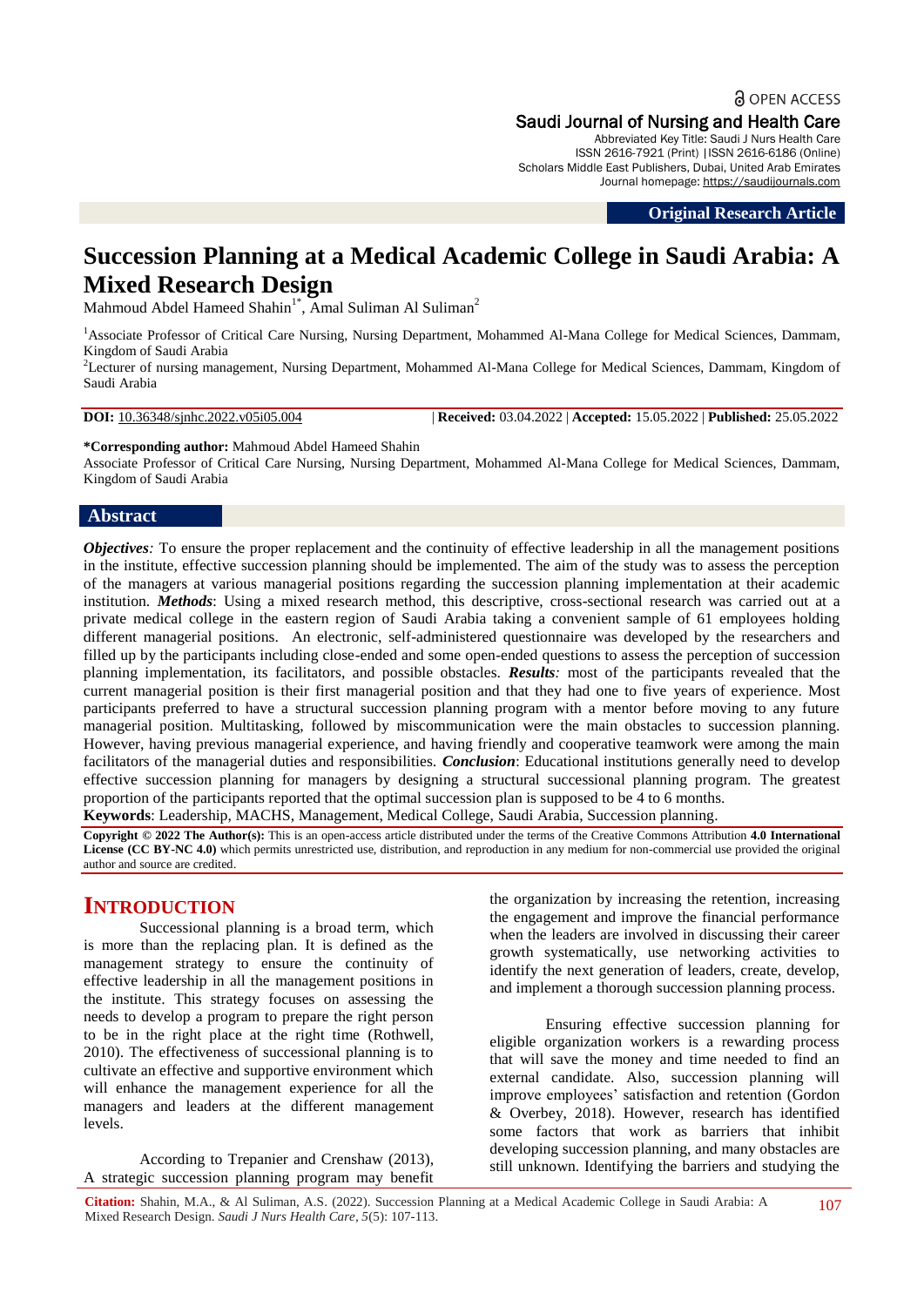Saudi Journal of Nursing and Health Care

Abbreviated Key Title: Saudi J Nurs Health Care
ISSN 2616-7921 (Print) |ISSN 2616-6186 (Online)
Scholars Middle East Publishers, Dubai, United Arab Emirates
Journal homepage: https://saudijournals.com

**Original Research Article**

# Succession Planning at a Medical Academic College in Saudi Arabia: A Mixed Research Design

Mahmoud Abdel Hameed Shahin[1*], Amal Suliman Al Suliman[2]

[1]Associate Professor of Critical Care Nursing, Nursing Department, Mohammed Al-Mana College for Medical Sciences, Dammam, Kingdom of Saudi Arabia

[2]Lecturer of nursing management, Nursing Department, Mohammed Al-Mana College for Medical Sciences, Dammam, Kingdom of Saudi Arabia

**DOI:** 10.36348/sjnhc.2022.v05i05.004 | **Received:** 03.04.2022 | **Accepted:** 15.05.2022 | **Published:** 25.05.2022

**\*Corresponding author:** Mahmoud Abdel Hameed Shahin
Associate Professor of Critical Care Nursing, Nursing Department, Mohammed Al-Mana College for Medical Sciences, Dammam, Kingdom of Saudi Arabia

## Abstract

***Objectives:*** To ensure the proper replacement and the continuity of effective leadership in all the management positions in the institute, effective succession planning should be implemented. The aim of the study was to assess the perception of the managers at various managerial positions regarding the succession planning implementation at their academic institution. ***Methods***: Using a mixed research method, this descriptive, cross-sectional research was carried out at a private medical college in the eastern region of Saudi Arabia taking a convenient sample of 61 employees holding different managerial positions. An electronic, self-administered questionnaire was developed by the researchers and filled up by the participants including close-ended and some open-ended questions to assess the perception of succession planning implementation, its facilitators, and possible obstacles. ***Results:*** most of the participants revealed that the current managerial position is their first managerial position and that they had one to five years of experience. Most participants preferred to have a structural succession planning program with a mentor before moving to any future managerial position. Multitasking, followed by miscommunication were the main obstacles to succession planning. However, having previous managerial experience, and having friendly and cooperative teamwork were among the main facilitators of the managerial duties and responsibilities. ***Conclusion***: Educational institutions generally need to develop effective succession planning for managers by designing a structural successional planning program. The greatest proportion of the participants reported that the optimal succession plan is supposed to be 4 to 6 months.

**Keywords**: Leadership, MACHS, Management, Medical College, Saudi Arabia, Succession planning.

**Copyright © 2022 The Author(s):** This is an open-access article distributed under the terms of the Creative Commons Attribution **4.0 International License (CC BY-NC 4.0)** which permits unrestricted use, distribution, and reproduction in any medium for non-commercial use provided the original author and source are credited.

## INTRODUCTION

Successional planning is a broad term, which is more than the replacing plan. It is defined as the management strategy to ensure the continuity of effective leadership in all the management positions in the institute. This strategy focuses on assessing the needs to develop a program to prepare the right person to be in the right place at the right time (Rothwell, 2010). The effectiveness of successional planning is to cultivate an effective and supportive environment which will enhance the management experience for all the managers and leaders at the different management levels.

According to Trepanier and Crenshaw (2013), A strategic succession planning program may benefit the organization by increasing the retention, increasing the engagement and improve the financial performance when the leaders are involved in discussing their career growth systematically, use networking activities to identify the next generation of leaders, create, develop, and implement a thorough succession planning process.

Ensuring effective succession planning for eligible organization workers is a rewarding process that will save the money and time needed to find an external candidate. Also, succession planning will improve employees' satisfaction and retention (Gordon & Overbey, 2018). However, research has identified some factors that work as barriers that inhibit developing succession planning, and many obstacles are still unknown. Identifying the barriers and studying the

**Citation:** Shahin, M.A., & Al Suliman, A.S. (2022). Succession Planning at a Medical Academic College in Saudi Arabia: A Mixed Research Design. *Saudi J Nurs Health Care, 5*(5): 107-113.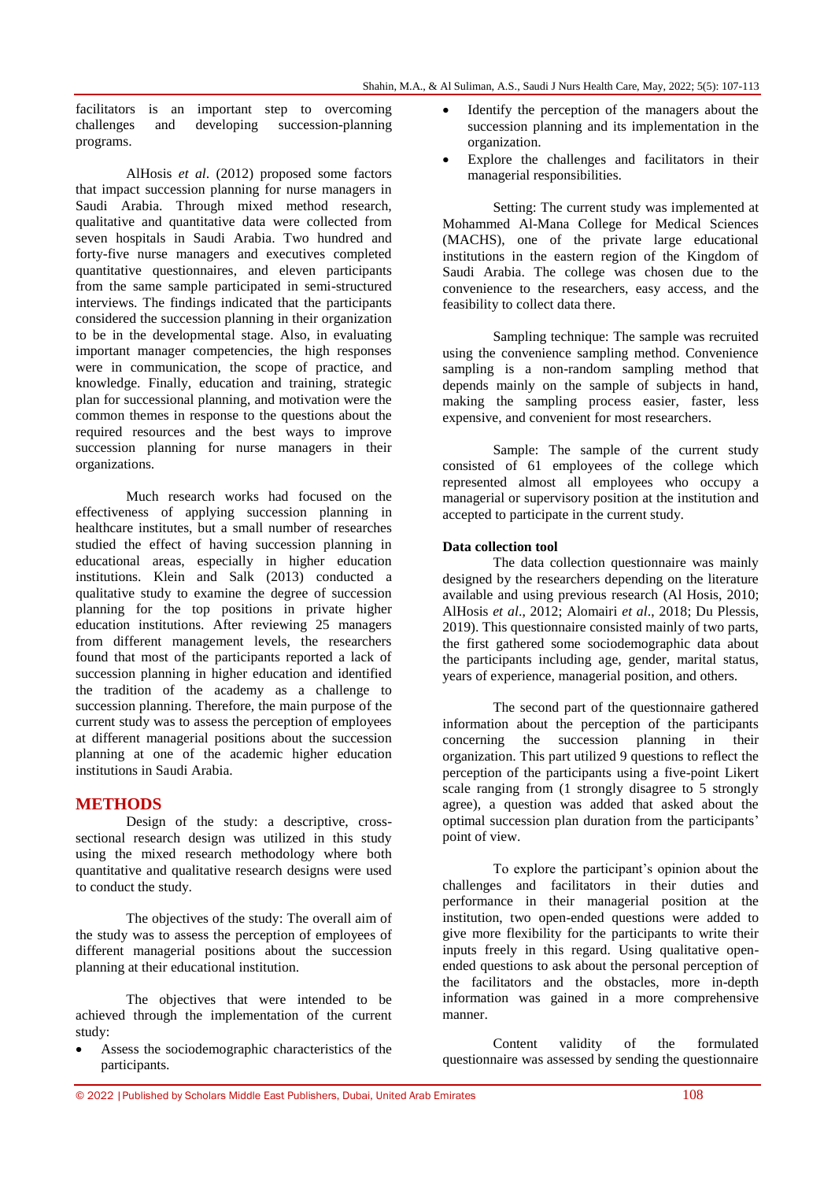facilitators is an important step to overcoming challenges and developing succession-planning programs.

AlHosis *et al*. (2012) proposed some factors that impact succession planning for nurse managers in Saudi Arabia. Through mixed method research, qualitative and quantitative data were collected from seven hospitals in Saudi Arabia. Two hundred and forty-five nurse managers and executives completed quantitative questionnaires, and eleven participants from the same sample participated in semi-structured interviews. The findings indicated that the participants considered the succession planning in their organization to be in the developmental stage. Also, in evaluating important manager competencies, the high responses were in communication, the scope of practice, and knowledge. Finally, education and training, strategic plan for successional planning, and motivation were the common themes in response to the questions about the required resources and the best ways to improve succession planning for nurse managers in their organizations.

Much research works had focused on the effectiveness of applying succession planning in healthcare institutes, but a small number of researches studied the effect of having succession planning in educational areas, especially in higher education institutions. Klein and Salk (2013) conducted a qualitative study to examine the degree of succession planning for the top positions in private higher education institutions. After reviewing 25 managers from different management levels, the researchers found that most of the participants reported a lack of succession planning in higher education and identified the tradition of the academy as a challenge to succession planning. Therefore, the main purpose of the current study was to assess the perception of employees at different managerial positions about the succession planning at one of the academic higher education institutions in Saudi Arabia.

## METHODS

Design of the study: a descriptive, cross-sectional research design was utilized in this study using the mixed research methodology where both quantitative and qualitative research designs were used to conduct the study.

The objectives of the study: The overall aim of the study was to assess the perception of employees of different managerial positions about the succession planning at their educational institution.

The objectives that were intended to be achieved through the implementation of the current study:

- Assess the sociodemographic characteristics of the participants.
- Identify the perception of the managers about the succession planning and its implementation in the organization.
- Explore the challenges and facilitators in their managerial responsibilities.

Setting: The current study was implemented at Mohammed Al-Mana College for Medical Sciences (MACHS), one of the private large educational institutions in the eastern region of the Kingdom of Saudi Arabia. The college was chosen due to the convenience to the researchers, easy access, and the feasibility to collect data there.

Sampling technique: The sample was recruited using the convenience sampling method. Convenience sampling is a non-random sampling method that depends mainly on the sample of subjects in hand, making the sampling process easier, faster, less expensive, and convenient for most researchers.

Sample: The sample of the current study consisted of 61 employees of the college which represented almost all employees who occupy a managerial or supervisory position at the institution and accepted to participate in the current study.

**Data collection tool**

The data collection questionnaire was mainly designed by the researchers depending on the literature available and using previous research (Al Hosis, 2010; AlHosis *et al*., 2012; Alomairi *et al*., 2018; Du Plessis, 2019). This questionnaire consisted mainly of two parts, the first gathered some sociodemographic data about the participants including age, gender, marital status, years of experience, managerial position, and others.

The second part of the questionnaire gathered information about the perception of the participants concerning the succession planning in their organization. This part utilized 9 questions to reflect the perception of the participants using a five-point Likert scale ranging from (1 strongly disagree to 5 strongly agree), a question was added that asked about the optimal succession plan duration from the participants' point of view.

To explore the participant's opinion about the challenges and facilitators in their duties and performance in their managerial position at the institution, two open-ended questions were added to give more flexibility for the participants to write their inputs freely in this regard. Using qualitative open-ended questions to ask about the personal perception of the facilitators and the obstacles, more in-depth information was gained in a more comprehensive manner.

Content validity of the formulated questionnaire was assessed by sending the questionnaire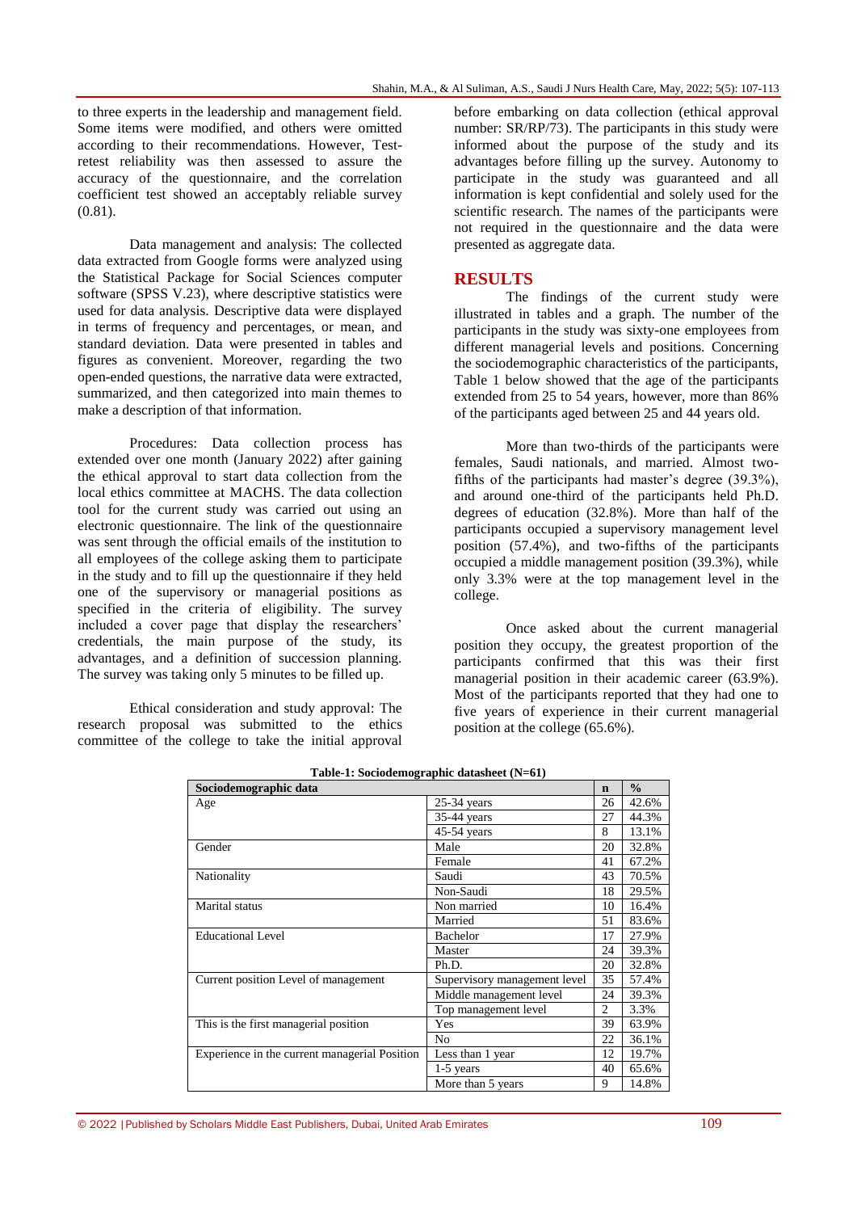to three experts in the leadership and management field. Some items were modified, and others were omitted according to their recommendations. However, Test-retest reliability was then assessed to assure the accuracy of the questionnaire, and the correlation coefficient test showed an acceptably reliable survey (0.81).

Data management and analysis: The collected data extracted from Google forms were analyzed using the Statistical Package for Social Sciences computer software (SPSS V.23), where descriptive statistics were used for data analysis. Descriptive data were displayed in terms of frequency and percentages, or mean, and standard deviation. Data were presented in tables and figures as convenient. Moreover, regarding the two open-ended questions, the narrative data were extracted, summarized, and then categorized into main themes to make a description of that information.

Procedures: Data collection process has extended over one month (January 2022) after gaining the ethical approval to start data collection from the local ethics committee at MACHS. The data collection tool for the current study was carried out using an electronic questionnaire. The link of the questionnaire was sent through the official emails of the institution to all employees of the college asking them to participate in the study and to fill up the questionnaire if they held one of the supervisory or managerial positions as specified in the criteria of eligibility. The survey included a cover page that display the researchers' credentials, the main purpose of the study, its advantages, and a definition of succession planning. The survey was taking only 5 minutes to be filled up.

Ethical consideration and study approval: The research proposal was submitted to the ethics committee of the college to take the initial approval before embarking on data collection (ethical approval number: SR/RP/73). The participants in this study were informed about the purpose of the study and its advantages before filling up the survey. Autonomy to participate in the study was guaranteed and all information is kept confidential and solely used for the scientific research. The names of the participants were not required in the questionnaire and the data were presented as aggregate data.

## RESULTS

The findings of the current study were illustrated in tables and a graph. The number of the participants in the study was sixty-one employees from different managerial levels and positions. Concerning the sociodemographic characteristics of the participants, Table 1 below showed that the age of the participants extended from 25 to 54 years, however, more than 86% of the participants aged between 25 and 44 years old.

More than two-thirds of the participants were females, Saudi nationals, and married. Almost two-fifths of the participants had master's degree (39.3%), and around one-third of the participants held Ph.D. degrees of education (32.8%). More than half of the participants occupied a supervisory management level position (57.4%), and two-fifths of the participants occupied a middle management position (39.3%), while only 3.3% were at the top management level in the college.

Once asked about the current managerial position they occupy, the greatest proportion of the participants confirmed that this was their first managerial position in their academic career (63.9%). Most of the participants reported that they had one to five years of experience in their current managerial position at the college (65.6%).

**Table-1: Sociodemographic datasheet (N=61)**

| Sociodemographic data | | n | % |
|---|---|---|---|
| Age | 25-34 years | 26 | 42.6% |
| | 35-44 years | 27 | 44.3% |
| | 45-54 years | 8 | 13.1% |
| Gender | Male | 20 | 32.8% |
| | Female | 41 | 67.2% |
| Nationality | Saudi | 43 | 70.5% |
| | Non-Saudi | 18 | 29.5% |
| Marital status | Non married | 10 | 16.4% |
| | Married | 51 | 83.6% |
| Educational Level | Bachelor | 17 | 27.9% |
| | Master | 24 | 39.3% |
| | Ph.D. | 20 | 32.8% |
| Current position Level of management | Supervisory management level | 35 | 57.4% |
| | Middle management level | 24 | 39.3% |
| | Top management level | 2 | 3.3% |
| This is the first managerial position | Yes | 39 | 63.9% |
| | No | 22 | 36.1% |
| Experience in the current managerial Position | Less than 1 year | 12 | 19.7% |
| | 1-5 years | 40 | 65.6% |
| | More than 5 years | 9 | 14.8% |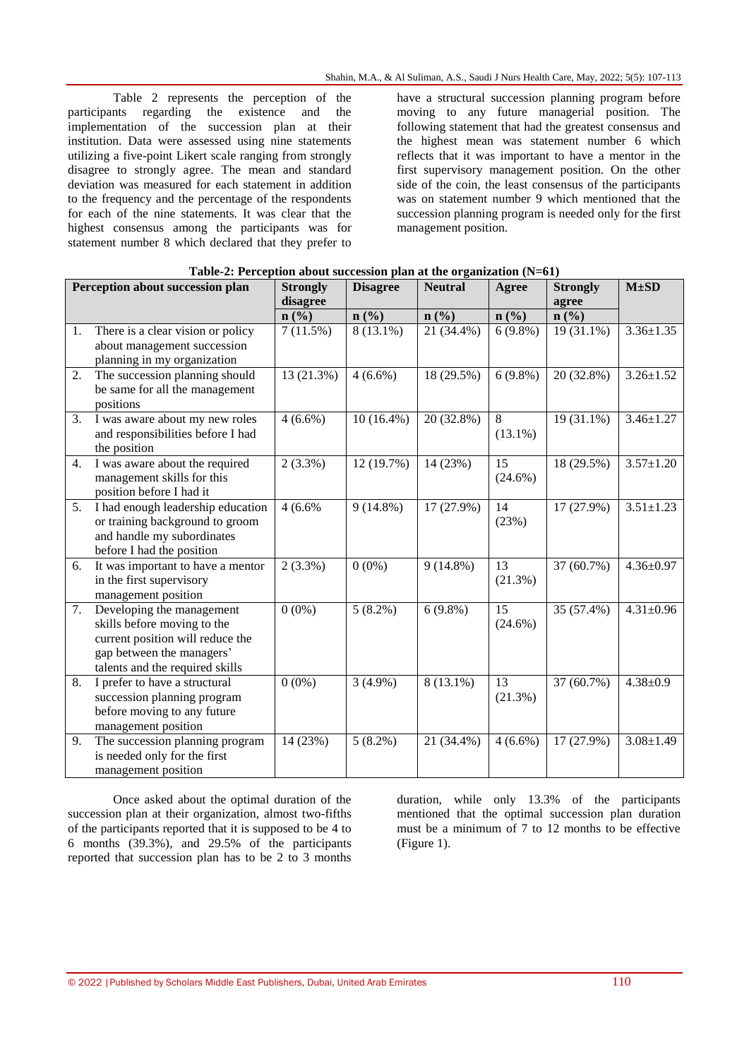Table 2 represents the perception of the participants regarding the existence and the implementation of the succession plan at their institution. Data were assessed using nine statements utilizing a five-point Likert scale ranging from strongly disagree to strongly agree. The mean and standard deviation was measured for each statement in addition to the frequency and the percentage of the respondents for each of the nine statements. It was clear that the highest consensus among the participants was for statement number 8 which declared that they prefer to have a structural succession planning program before moving to any future managerial position. The following statement that had the greatest consensus and the highest mean was statement number 6 which reflects that it was important to have a mentor in the first supervisory management position. On the other side of the coin, the least consensus of the participants was on statement number 9 which mentioned that the succession planning program is needed only for the first management position.

**Table-2: Perception about succession plan at the organization (N=61)**

| Perception about succession plan | Strongly disagree | Disagree | Neutral | Agree | Strongly agree | M±SD |
|---|---|---|---|---|---|---|
| | n (%) | n (%) | n (%) | n (%) | n (%) | |
| 1. There is a clear vision or policy about management succession planning in my organization | 7 (11.5%) | 8 (13.1%) | 21 (34.4%) | 6 (9.8%) | 19 (31.1%) | 3.36±1.35 |
| 2. The succession planning should be same for all the management positions | 13 (21.3%) | 4 (6.6%) | 18 (29.5%) | 6 (9.8%) | 20 (32.8%) | 3.26±1.52 |
| 3. I was aware about my new roles and responsibilities before I had the position | 4 (6.6%) | 10 (16.4%) | 20 (32.8%) | 8 (13.1%) | 19 (31.1%) | 3.46±1.27 |
| 4. I was aware about the required management skills for this position before I had it | 2 (3.3%) | 12 (19.7%) | 14 (23%) | 15 (24.6%) | 18 (29.5%) | 3.57±1.20 |
| 5. I had enough leadership education or training background to groom and handle my subordinates before I had the position | 4 (6.6% | 9 (14.8%) | 17 (27.9%) | 14 (23%) | 17 (27.9%) | 3.51±1.23 |
| 6. It was important to have a mentor in the first supervisory management position | 2 (3.3%) | 0 (0%) | 9 (14.8%) | 13 (21.3%) | 37 (60.7%) | 4.36±0.97 |
| 7. Developing the management skills before moving to the current position will reduce the gap between the managers' talents and the required skills | 0 (0%) | 5 (8.2%) | 6 (9.8%) | 15 (24.6%) | 35 (57.4%) | 4.31±0.96 |
| 8. I prefer to have a structural succession planning program before moving to any future management position | 0 (0%) | 3 (4.9%) | 8 (13.1%) | 13 (21.3%) | 37 (60.7%) | 4.38±0.9 |
| 9. The succession planning program is needed only for the first management position | 14 (23%) | 5 (8.2%) | 21 (34.4%) | 4 (6.6%) | 17 (27.9%) | 3.08±1.49 |

Once asked about the optimal duration of the succession plan at their organization, almost two-fifths of the participants reported that it is supposed to be 4 to 6 months (39.3%), and 29.5% of the participants reported that succession plan has to be 2 to 3 months duration, while only 13.3% of the participants mentioned that the optimal succession plan duration must be a minimum of 7 to 12 months to be effective (Figure 1).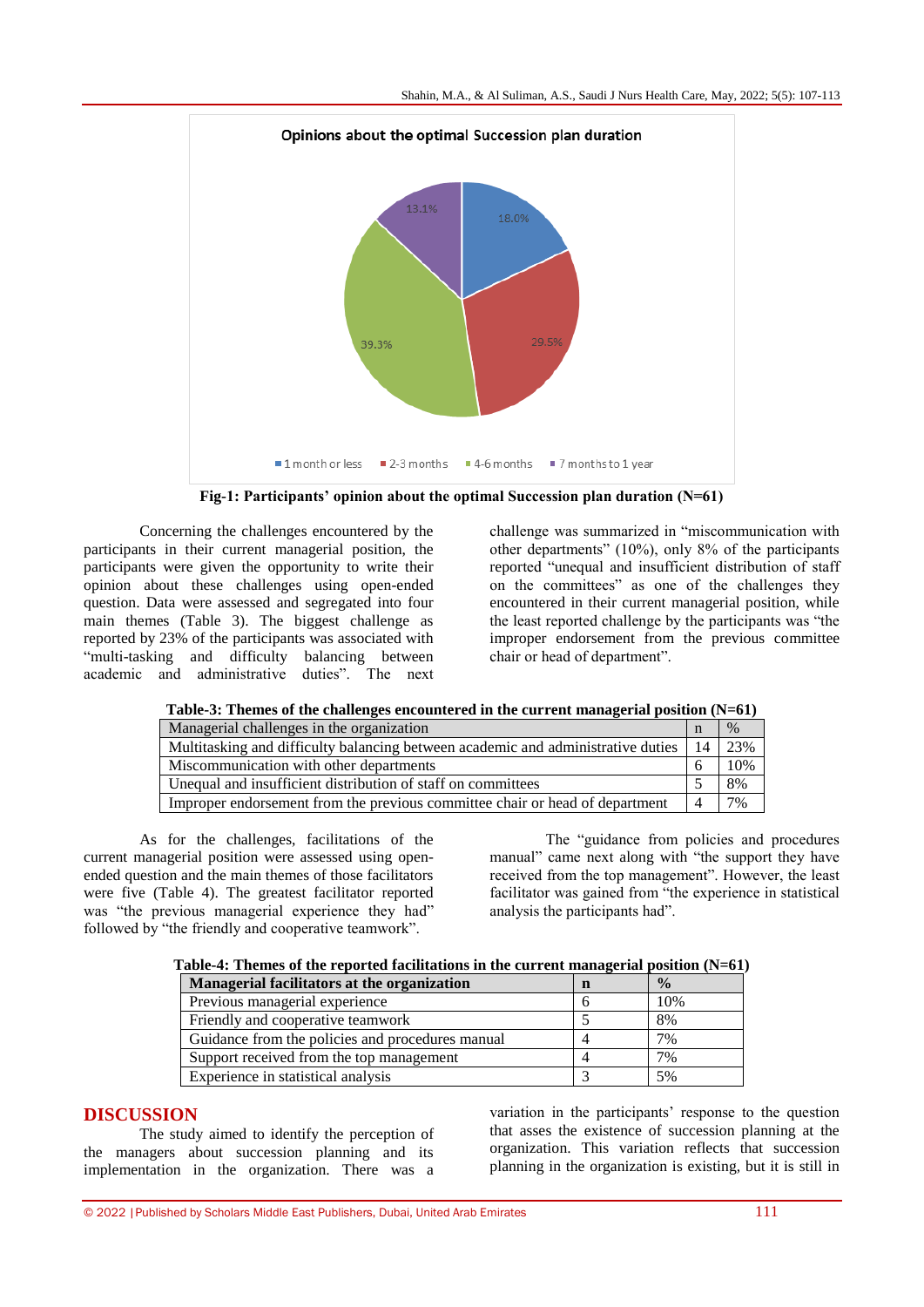Fig-1: Participants' opinion about the optimal Succession plan duration (N=61)

Concerning the challenges encountered by the participants in their current managerial position, the participants were given the opportunity to write their opinion about these challenges using open-ended question. Data were assessed and segregated into four main themes (Table 3). The biggest challenge as reported by 23% of the participants was associated with "multi-tasking and difficulty balancing between academic and administrative duties". The next challenge was summarized in "miscommunication with other departments" (10%), only 8% of the participants reported "unequal and insufficient distribution of staff on the committees" as one of the challenges they encountered in their current managerial position, while the least reported challenge by the participants was "the improper endorsement from the previous committee chair or head of department".

**Table-3: Themes of the challenges encountered in the current managerial position (N=61)**

| Managerial challenges in the organization | n | % |
|---|---|---|
| Multitasking and difficulty balancing between academic and administrative duties | 14 | 23% |
| Miscommunication with other departments | 6 | 10% |
| Unequal and insufficient distribution of staff on committees | 5 | 8% |
| Improper endorsement from the previous committee chair or head of department | 4 | 7% |

As for the challenges, facilitations of the current managerial position were assessed using open-ended question and the main themes of those facilitators were five (Table 4). The greatest facilitator reported was "the previous managerial experience they had" followed by "the friendly and cooperative teamwork".

The "guidance from policies and procedures manual" came next along with "the support they have received from the top management". However, the least facilitator was gained from "the experience in statistical analysis the participants had".

**Table-4: Themes of the reported facilitations in the current managerial position (N=61)**

| Managerial facilitators at the organization | n | % |
|---|---|---|
| Previous managerial experience | 6 | 10% |
| Friendly and cooperative teamwork | 5 | 8% |
| Guidance from the policies and procedures manual | 4 | 7% |
| Support received from the top management | 4 | 7% |
| Experience in statistical analysis | 3 | 5% |

## DISCUSSION

The study aimed to identify the perception of the managers about succession planning and its implementation in the organization. There was a variation in the participants' response to the question that asses the existence of succession planning at the organization. This variation reflects that succession planning in the organization is existing, but it is still in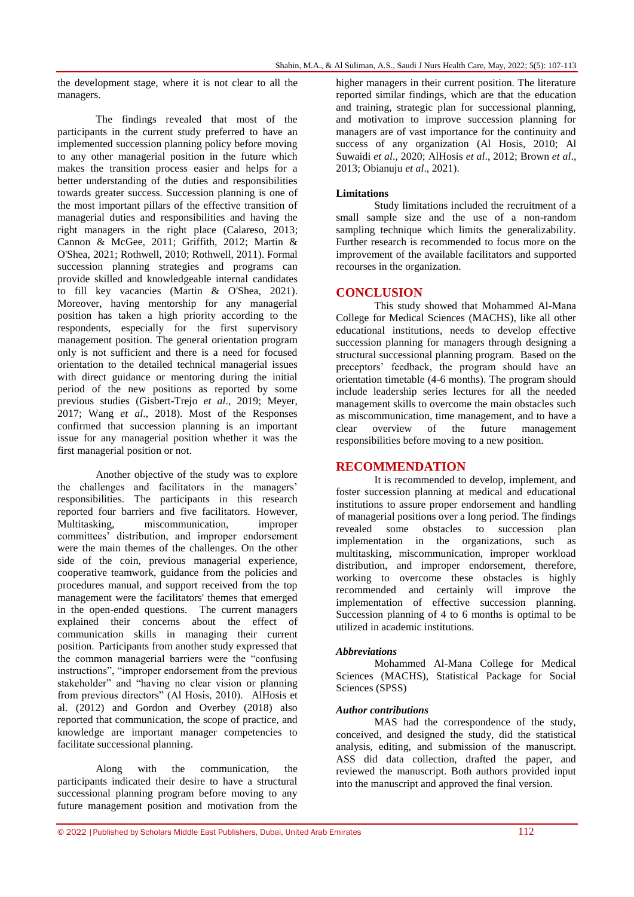the development stage, where it is not clear to all the managers.

The findings revealed that most of the participants in the current study preferred to have an implemented succession planning policy before moving to any other managerial position in the future which makes the transition process easier and helps for a better understanding of the duties and responsibilities towards greater success. Succession planning is one of the most important pillars of the effective transition of managerial duties and responsibilities and having the right managers in the right place (Calareso, 2013; Cannon & McGee, 2011; Griffith, 2012; Martin & O'Shea, 2021; Rothwell, 2010; Rothwell, 2011). Formal succession planning strategies and programs can provide skilled and knowledgeable internal candidates to fill key vacancies (Martin & O'Shea, 2021). Moreover, having mentorship for any managerial position has taken a high priority according to the respondents, especially for the first supervisory management position. The general orientation program only is not sufficient and there is a need for focused orientation to the detailed technical managerial issues with direct guidance or mentoring during the initial period of the new positions as reported by some previous studies (Gisbert-Trejo *et al*., 2019; Meyer, 2017; Wang *et al*., 2018). Most of the Responses confirmed that succession planning is an important issue for any managerial position whether it was the first managerial position or not.

Another objective of the study was to explore the challenges and facilitators in the managers' responsibilities. The participants in this research reported four barriers and five facilitators. However, Multitasking, miscommunication, improper committees' distribution, and improper endorsement were the main themes of the challenges. On the other side of the coin, previous managerial experience, cooperative teamwork, guidance from the policies and procedures manual, and support received from the top management were the facilitators' themes that emerged in the open-ended questions. The current managers explained their concerns about the effect of communication skills in managing their current position. Participants from another study expressed that the common managerial barriers were the "confusing instructions", "improper endorsement from the previous stakeholder" and "having no clear vision or planning from previous directors" (Al Hosis, 2010). AlHosis et al. (2012) and Gordon and Overbey (2018) also reported that communication, the scope of practice, and knowledge are important manager competencies to facilitate successional planning.

Along with the communication, the participants indicated their desire to have a structural successional planning program before moving to any future management position and motivation from the higher managers in their current position. The literature reported similar findings, which are that the education and training, strategic plan for successional planning, and motivation to improve succession planning for managers are of vast importance for the continuity and success of any organization (Al Hosis, 2010; Al Suwaidi *et al*., 2020; AlHosis *et al*., 2012; Brown *et al*., 2013; Obianuju *et al*., 2021).

**Limitations**

Study limitations included the recruitment of a small sample size and the use of a non-random sampling technique which limits the generalizability. Further research is recommended to focus more on the improvement of the available facilitators and supported recourses in the organization.

## CONCLUSION

This study showed that Mohammed Al-Mana College for Medical Sciences (MACHS), like all other educational institutions, needs to develop effective succession planning for managers through designing a structural successional planning program. Based on the preceptors' feedback, the program should have an orientation timetable (4-6 months). The program should include leadership series lectures for all the needed management skills to overcome the main obstacles such as miscommunication, time management, and to have a clear overview of the future management responsibilities before moving to a new position.

## RECOMMENDATION

It is recommended to develop, implement, and foster succession planning at medical and educational institutions to assure proper endorsement and handling of managerial positions over a long period. The findings revealed some obstacles to succession plan implementation in the organizations, such as multitasking, miscommunication, improper workload distribution, and improper endorsement, therefore, working to overcome these obstacles is highly recommended and certainly will improve the implementation of effective succession planning. Succession planning of 4 to 6 months is optimal to be utilized in academic institutions.

***Abbreviations***

Mohammed Al-Mana College for Medical Sciences (MACHS), Statistical Package for Social Sciences (SPSS)

***Author contributions***

MAS had the correspondence of the study, conceived, and designed the study, did the statistical analysis, editing, and submission of the manuscript. ASS did data collection, drafted the paper, and reviewed the manuscript. Both authors provided input into the manuscript and approved the final version.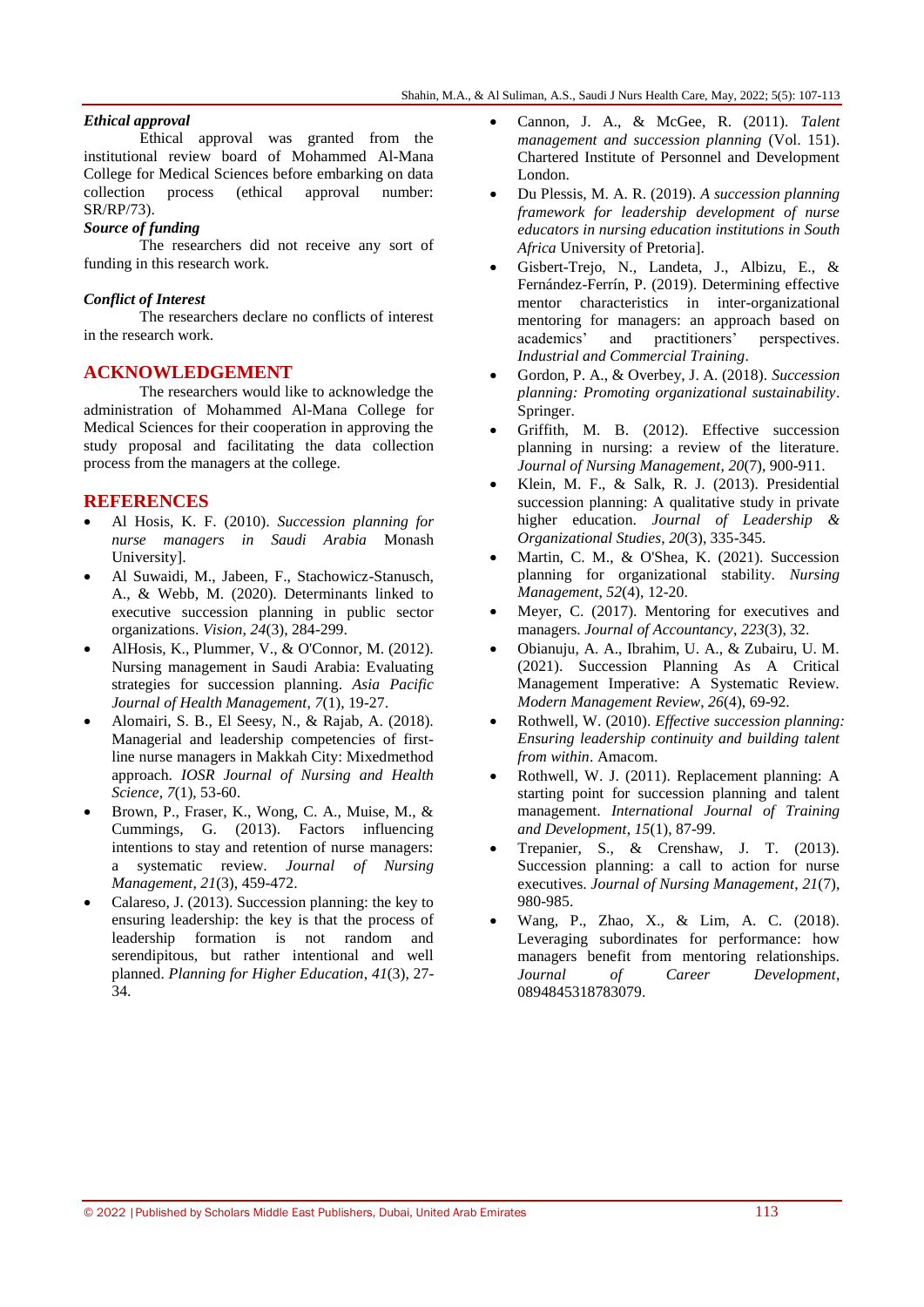### *Ethical approval*

Ethical approval was granted from the institutional review board of Mohammed Al-Mana College for Medical Sciences before embarking on data collection process (ethical approval number: SR/RP/73).

### *Source of funding*

The researchers did not receive any sort of funding in this research work.

### *Conflict of Interest*

The researchers declare no conflicts of interest in the research work.

## ACKNOWLEDGEMENT

The researchers would like to acknowledge the administration of Mohammed Al-Mana College for Medical Sciences for their cooperation in approving the study proposal and facilitating the data collection process from the managers at the college.

## REFERENCES

- Al Hosis, K. F. (2010). *Succession planning for nurse managers in Saudi Arabia* Monash University].
- Al Suwaidi, M., Jabeen, F., Stachowicz-Stanusch, A., & Webb, M. (2020). Determinants linked to executive succession planning in public sector organizations. *Vision*, *24*(3), 284-299.
- AlHosis, K., Plummer, V., & O'Connor, M. (2012). Nursing management in Saudi Arabia: Evaluating strategies for succession planning. *Asia Pacific Journal of Health Management*, *7*(1), 19-27.
- Alomairi, S. B., El Seesy, N., & Rajab, A. (2018). Managerial and leadership competencies of first-line nurse managers in Makkah City: Mixedmethod approach. *IOSR Journal of Nursing and Health Science*, *7*(1), 53-60.
- Brown, P., Fraser, K., Wong, C. A., Muise, M., & Cummings, G. (2013). Factors influencing intentions to stay and retention of nurse managers: a systematic review. *Journal of Nursing Management*, *21*(3), 459-472.
- Calareso, J. (2013). Succession planning: the key to ensuring leadership: the key is that the process of leadership formation is not random and serendipitous, but rather intentional and well planned. *Planning for Higher Education*, *41*(3), 27-34.
- Cannon, J. A., & McGee, R. (2011). *Talent management and succession planning* (Vol. 151). Chartered Institute of Personnel and Development London.
- Du Plessis, M. A. R. (2019). *A succession planning framework for leadership development of nurse educators in nursing education institutions in South Africa* University of Pretoria].
- Gisbert-Trejo, N., Landeta, J., Albizu, E., & Fernández-Ferrín, P. (2019). Determining effective mentor characteristics in inter-organizational mentoring for managers: an approach based on academics' and practitioners' perspectives. *Industrial and Commercial Training*.
- Gordon, P. A., & Overbey, J. A. (2018). *Succession planning: Promoting organizational sustainability*. Springer.
- Griffith, M. B. (2012). Effective succession planning in nursing: a review of the literature. *Journal of Nursing Management*, *20*(7), 900-911.
- Klein, M. F., & Salk, R. J. (2013). Presidential succession planning: A qualitative study in private higher education. *Journal of Leadership & Organizational Studies*, *20*(3), 335-345.
- Martin, C. M., & O'Shea, K. (2021). Succession planning for organizational stability. *Nursing Management*, *52*(4), 12-20.
- Meyer, C. (2017). Mentoring for executives and managers. *Journal of Accountancy*, *223*(3), 32.
- Obianuju, A. A., Ibrahim, U. A., & Zubairu, U. M. (2021). Succession Planning As A Critical Management Imperative: A Systematic Review. *Modern Management Review*, *26*(4), 69-92.
- Rothwell, W. (2010). *Effective succession planning: Ensuring leadership continuity and building talent from within*. Amacom.
- Rothwell, W. J. (2011). Replacement planning: A starting point for succession planning and talent management. *International Journal of Training and Development*, *15*(1), 87-99.
- Trepanier, S., & Crenshaw, J. T. (2013). Succession planning: a call to action for nurse executives. *Journal of Nursing Management*, *21*(7), 980-985.
- Wang, P., Zhao, X., & Lim, A. C. (2018). Leveraging subordinates for performance: how managers benefit from mentoring relationships. *Journal of Career Development*, 0894845318783079.